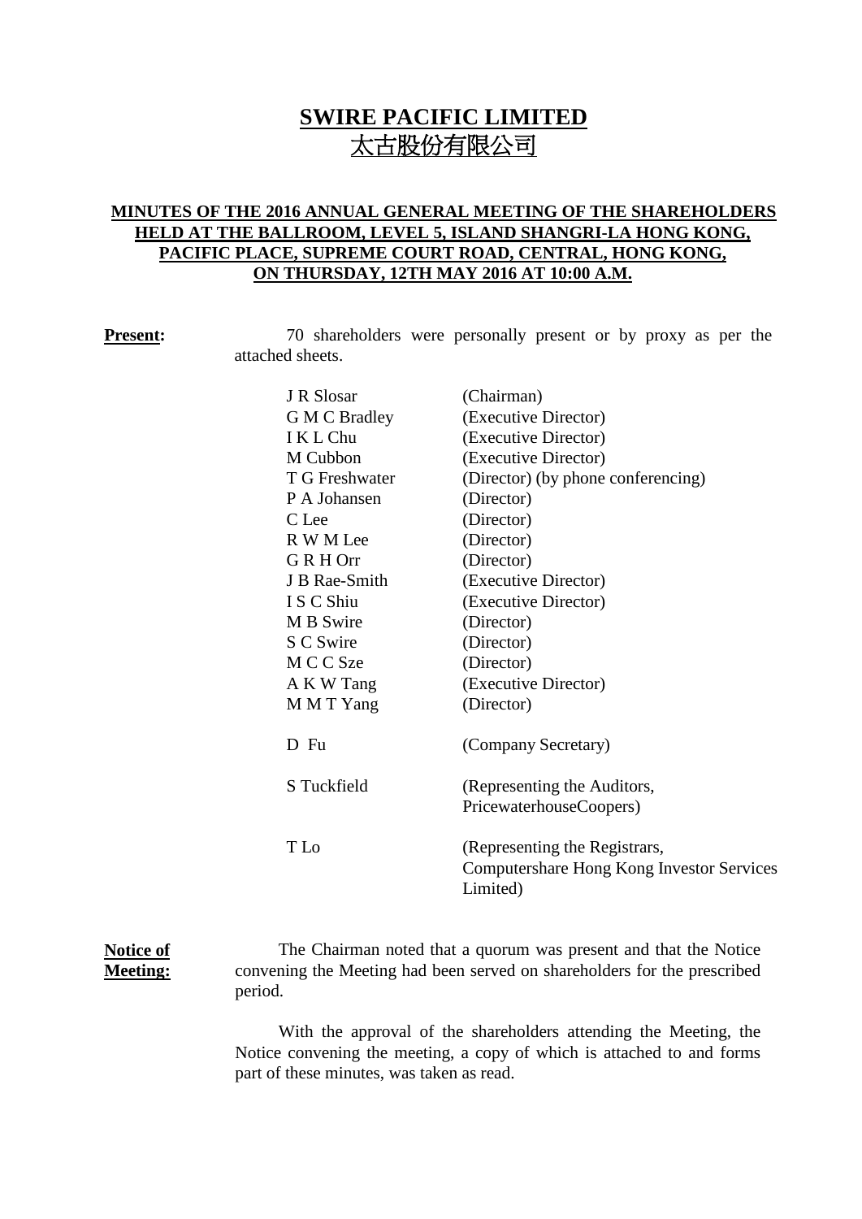# SWIRE PACIFIC LIMITED
# 太古股份有限公司

## MINUTES OF THE 2016 ANNUAL GENERAL MEETING OF THE SHAREHOLDERS HELD AT THE BALLROOM, LEVEL 5, ISLAND SHANGRI-LA HONG KONG, PACIFIC PLACE, SUPREME COURT ROAD, CENTRAL, HONG KONG, ON THURSDAY, 12TH MAY 2016 AT 10:00 A.M.

**Present:** 70 shareholders were personally present or by proxy as per the attached sheets.

| | |
|---|---|
| J R Slosar | (Chairman) |
| G M C Bradley | (Executive Director) |
| I K L Chu | (Executive Director) |
| M Cubbon | (Executive Director) |
| T G Freshwater | (Director) (by phone conferencing) |
| P A Johansen | (Director) |
| C Lee | (Director) |
| R W M Lee | (Director) |
| G R H Orr | (Director) |
| J B Rae-Smith | (Executive Director) |
| I S C Shiu | (Executive Director) |
| M B Swire | (Director) |
| S C Swire | (Director) |
| M C C Sze | (Director) |
| A K W Tang | (Executive Director) |
| M M T Yang | (Director) |
| D Fu | (Company Secretary) |
| S Tuckfield | (Representing the Auditors, PricewaterhouseCoopers) |
| T Lo | (Representing the Registrars, Computershare Hong Kong Investor Services Limited) |

**Notice of Meeting:** The Chairman noted that a quorum was present and that the Notice convening the Meeting had been served on shareholders for the prescribed period.

With the approval of the shareholders attending the Meeting, the Notice convening the meeting, a copy of which is attached to and forms part of these minutes, was taken as read.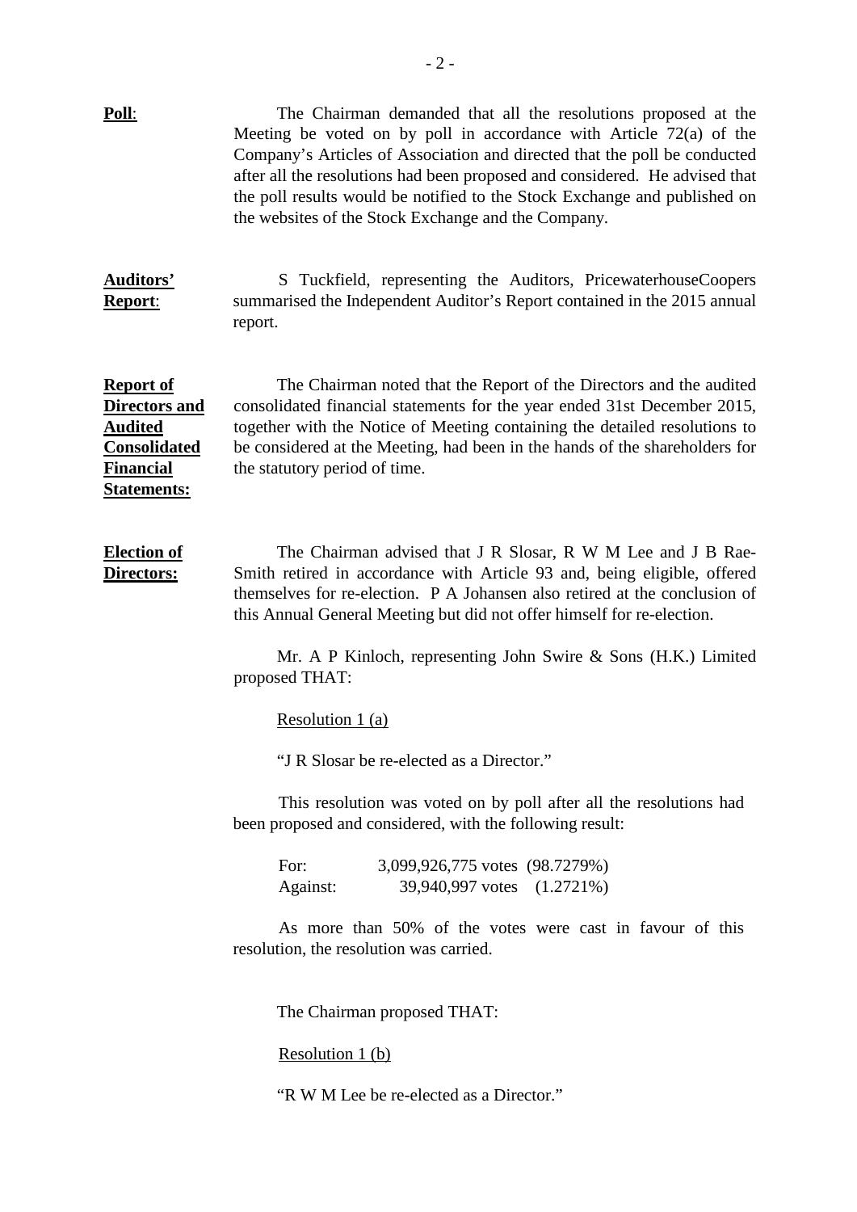**Poll**: The Chairman demanded that all the resolutions proposed at the Meeting be voted on by poll in accordance with Article 72(a) of the Company's Articles of Association and directed that the poll be conducted after all the resolutions had been proposed and considered. He advised that the poll results would be notified to the Stock Exchange and published on the websites of the Stock Exchange and the Company.

**Auditors' Report**: S Tuckfield, representing the Auditors, PricewaterhouseCoopers summarised the Independent Auditor's Report contained in the 2015 annual report.

**Report of Directors and Audited Consolidated Financial Statements:** The Chairman noted that the Report of the Directors and the audited consolidated financial statements for the year ended 31st December 2015, together with the Notice of Meeting containing the detailed resolutions to be considered at the Meeting, had been in the hands of the shareholders for the statutory period of time.

**Election of Directors:** The Chairman advised that J R Slosar, R W M Lee and J B Rae-Smith retired in accordance with Article 93 and, being eligible, offered themselves for re-election. P A Johansen also retired at the conclusion of this Annual General Meeting but did not offer himself for re-election.

Mr. A P Kinloch, representing John Swire & Sons (H.K.) Limited proposed THAT:

Resolution 1 (a)

"J R Slosar be re-elected as a Director."

This resolution was voted on by poll after all the resolutions had been proposed and considered, with the following result:

| | | |
|---|---|---|
| For: | 3,099,926,775 votes | (98.7279%) |
| Against: | 39,940,997 votes | (1.2721%) |

As more than 50% of the votes were cast in favour of this resolution, the resolution was carried.

The Chairman proposed THAT:

Resolution 1 (b)

"R W M Lee be re-elected as a Director."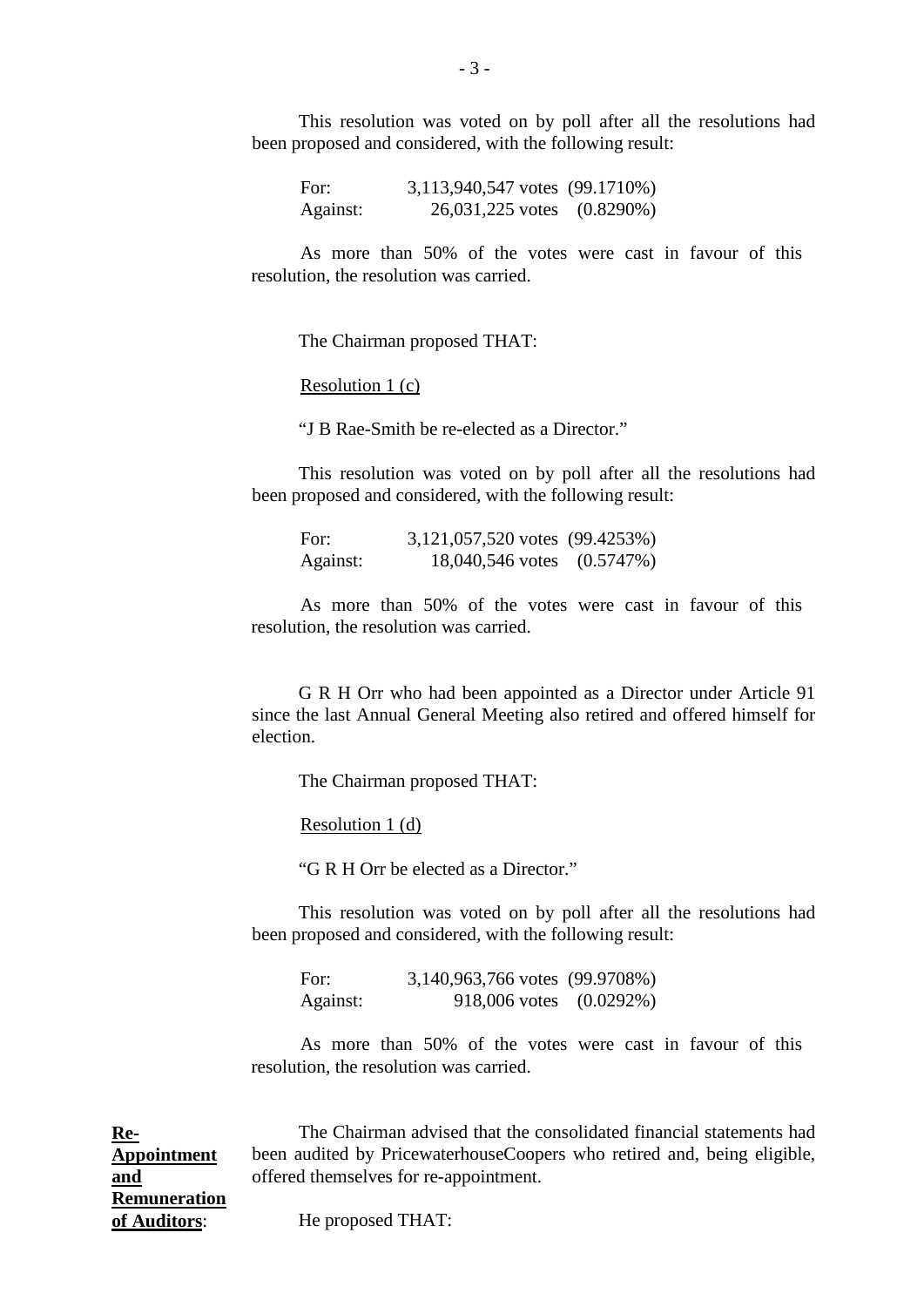This resolution was voted on by poll after all the resolutions had been proposed and considered, with the following result:

| | | |
|---|---|---|
| For: | 3,113,940,547 votes | (99.1710%) |
| Against: | 26,031,225 votes | (0.8290%) |

As more than 50% of the votes were cast in favour of this resolution, the resolution was carried.

The Chairman proposed THAT:

Resolution 1 (c)

"J B Rae-Smith be re-elected as a Director."

This resolution was voted on by poll after all the resolutions had been proposed and considered, with the following result:

| | | |
|---|---|---|
| For: | 3,121,057,520 votes | (99.4253%) |
| Against: | 18,040,546 votes | (0.5747%) |

As more than 50% of the votes were cast in favour of this resolution, the resolution was carried.

G R H Orr who had been appointed as a Director under Article 91 since the last Annual General Meeting also retired and offered himself for election.

The Chairman proposed THAT:

Resolution 1 (d)

"G R H Orr be elected as a Director."

This resolution was voted on by poll after all the resolutions had been proposed and considered, with the following result:

| | | |
|---|---|---|
| For: | 3,140,963,766 votes | (99.9708%) |
| Against: | 918,006 votes | (0.0292%) |

As more than 50% of the votes were cast in favour of this resolution, the resolution was carried.

**Re-Appointment and Remuneration of Auditors**:

The Chairman advised that the consolidated financial statements had been audited by PricewaterhouseCoopers who retired and, being eligible, offered themselves for re-appointment.

He proposed THAT: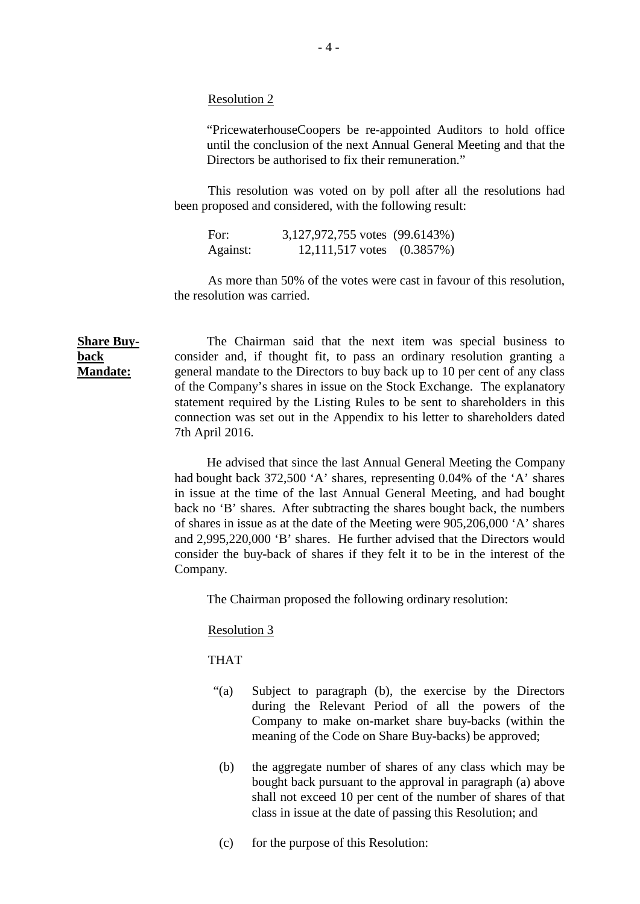Resolution 2

"PricewaterhouseCoopers be re-appointed Auditors to hold office until the conclusion of the next Annual General Meeting and that the Directors be authorised to fix their remuneration."

This resolution was voted on by poll after all the resolutions had been proposed and considered, with the following result:

| | | |
|---|---|---|
| For: | 3,127,972,755 votes | (99.6143%) |
| Against: | 12,111,517 votes | (0.3857%) |

As more than 50% of the votes were cast in favour of this resolution, the resolution was carried.

**Share Buy-back Mandate:**

The Chairman said that the next item was special business to consider and, if thought fit, to pass an ordinary resolution granting a general mandate to the Directors to buy back up to 10 per cent of any class of the Company's shares in issue on the Stock Exchange. The explanatory statement required by the Listing Rules to be sent to shareholders in this connection was set out in the Appendix to his letter to shareholders dated 7th April 2016.

He advised that since the last Annual General Meeting the Company had bought back 372,500 'A' shares, representing 0.04% of the 'A' shares in issue at the time of the last Annual General Meeting, and had bought back no 'B' shares. After subtracting the shares bought back, the numbers of shares in issue as at the date of the Meeting were 905,206,000 'A' shares and 2,995,220,000 'B' shares. He further advised that the Directors would consider the buy-back of shares if they felt it to be in the interest of the Company.

The Chairman proposed the following ordinary resolution:

Resolution 3

THAT

"(a) Subject to paragraph (b), the exercise by the Directors during the Relevant Period of all the powers of the Company to make on-market share buy-backs (within the meaning of the Code on Share Buy-backs) be approved;

(b) the aggregate number of shares of any class which may be bought back pursuant to the approval in paragraph (a) above shall not exceed 10 per cent of the number of shares of that class in issue at the date of passing this Resolution; and

(c) for the purpose of this Resolution: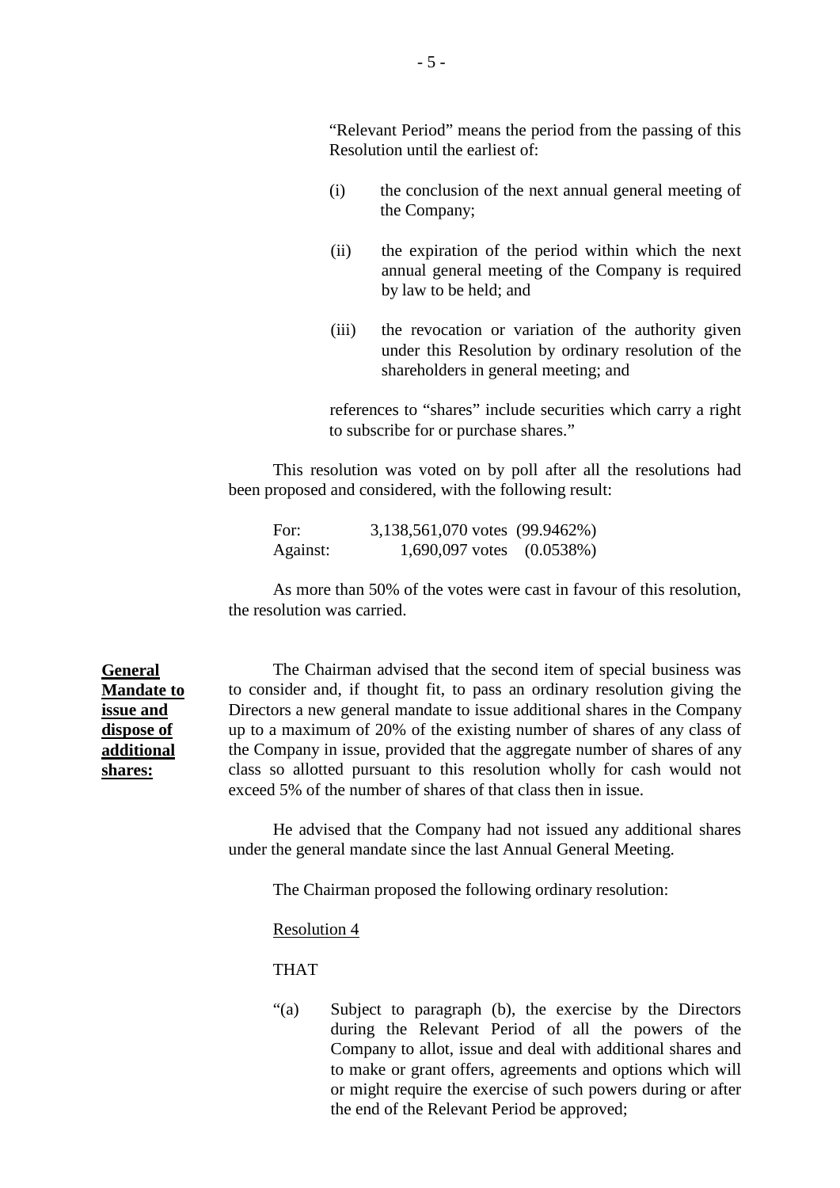"Relevant Period" means the period from the passing of this Resolution until the earliest of:

(i) the conclusion of the next annual general meeting of the Company;

(ii) the expiration of the period within which the next annual general meeting of the Company is required by law to be held; and

(iii) the revocation or variation of the authority given under this Resolution by ordinary resolution of the shareholders in general meeting; and

references to "shares" include securities which carry a right to subscribe for or purchase shares."

This resolution was voted on by poll after all the resolutions had been proposed and considered, with the following result:

| | |
|---|---|
| For: | 3,138,561,070 votes (99.9462%) |
| Against: | 1,690,097 votes (0.0538%) |

As more than 50% of the votes were cast in favour of this resolution, the resolution was carried.

**General Mandate to issue and dispose of additional shares:**

The Chairman advised that the second item of special business was to consider and, if thought fit, to pass an ordinary resolution giving the Directors a new general mandate to issue additional shares in the Company up to a maximum of 20% of the existing number of shares of any class of the Company in issue, provided that the aggregate number of shares of any class so allotted pursuant to this resolution wholly for cash would not exceed 5% of the number of shares of that class then in issue.

He advised that the Company had not issued any additional shares under the general mandate since the last Annual General Meeting.

The Chairman proposed the following ordinary resolution:

Resolution 4

THAT

"(a) Subject to paragraph (b), the exercise by the Directors during the Relevant Period of all the powers of the Company to allot, issue and deal with additional shares and to make or grant offers, agreements and options which will or might require the exercise of such powers during or after the end of the Relevant Period be approved;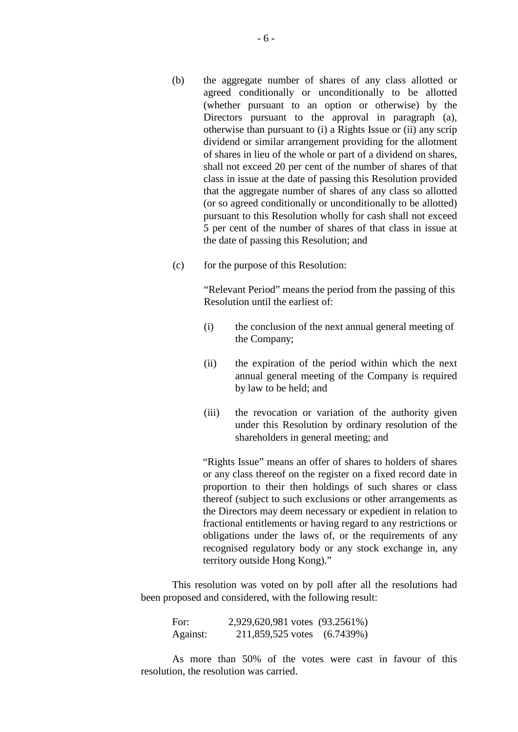(b) the aggregate number of shares of any class allotted or agreed conditionally or unconditionally to be allotted (whether pursuant to an option or otherwise) by the Directors pursuant to the approval in paragraph (a), otherwise than pursuant to (i) a Rights Issue or (ii) any scrip dividend or similar arrangement providing for the allotment of shares in lieu of the whole or part of a dividend on shares, shall not exceed 20 per cent of the number of shares of that class in issue at the date of passing this Resolution provided that the aggregate number of shares of any class so allotted (or so agreed conditionally or unconditionally to be allotted) pursuant to this Resolution wholly for cash shall not exceed 5 per cent of the number of shares of that class in issue at the date of passing this Resolution; and

(c) for the purpose of this Resolution:

"Relevant Period" means the period from the passing of this Resolution until the earliest of:

(i) the conclusion of the next annual general meeting of the Company;

(ii) the expiration of the period within which the next annual general meeting of the Company is required by law to be held; and

(iii) the revocation or variation of the authority given under this Resolution by ordinary resolution of the shareholders in general meeting; and

"Rights Issue" means an offer of shares to holders of shares or any class thereof on the register on a fixed record date in proportion to their then holdings of such shares or class thereof (subject to such exclusions or other arrangements as the Directors may deem necessary or expedient in relation to fractional entitlements or having regard to any restrictions or obligations under the laws of, or the requirements of any recognised regulatory body or any stock exchange in, any territory outside Hong Kong)."

This resolution was voted on by poll after all the resolutions had been proposed and considered, with the following result:

| | | |
|---|---|---|
| For: | 2,929,620,981 votes | (93.2561%) |
| Against: | 211,859,525 votes | (6.7439%) |

As more than 50% of the votes were cast in favour of this resolution, the resolution was carried.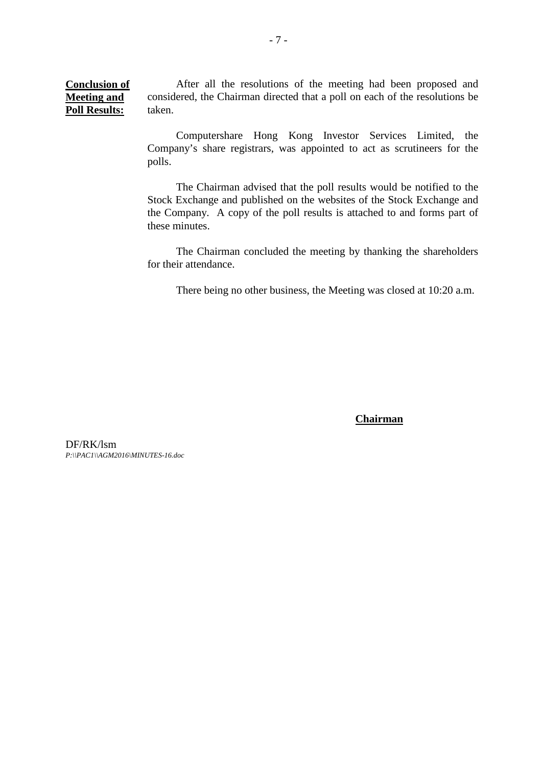**Conclusion of Meeting and Poll Results:**

After all the resolutions of the meeting had been proposed and considered, the Chairman directed that a poll on each of the resolutions be taken.

Computershare Hong Kong Investor Services Limited, the Company's share registrars, was appointed to act as scrutineers for the polls.

The Chairman advised that the poll results would be notified to the Stock Exchange and published on the websites of the Stock Exchange and the Company. A copy of the poll results is attached to and forms part of these minutes.

The Chairman concluded the meeting by thanking the shareholders for their attendance.

There being no other business, the Meeting was closed at 10:20 a.m.

**Chairman**

DF/RK/lsm
*P:\\PAC1\\AGM2016\MINUTES-16.doc*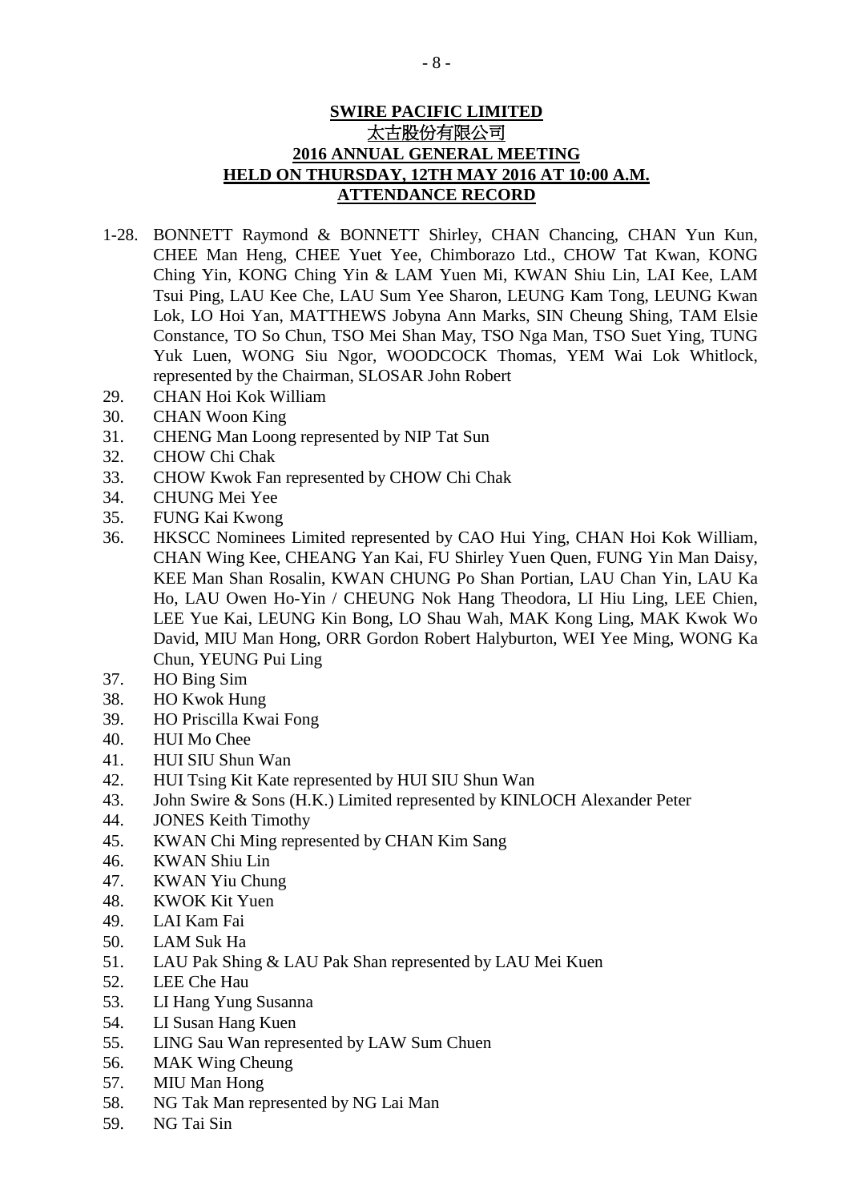**SWIRE PACIFIC LIMITED**
太古股份有限公司
**2016 ANNUAL GENERAL MEETING**
**HELD ON THURSDAY, 12TH MAY 2016 AT 10:00 A.M.**
**ATTENDANCE RECORD**

1-28. BONNETT Raymond & BONNETT Shirley, CHAN Chancing, CHAN Yun Kun, CHEE Man Heng, CHEE Yuet Yee, Chimborazo Ltd., CHOW Tat Kwan, KONG Ching Yin, KONG Ching Yin & LAM Yuen Mi, KWAN Shiu Lin, LAI Kee, LAM Tsui Ping, LAU Kee Che, LAU Sum Yee Sharon, LEUNG Kam Tong, LEUNG Kwan Lok, LO Hoi Yan, MATTHEWS Jobyna Ann Marks, SIN Cheung Shing, TAM Elsie Constance, TO So Chun, TSO Mei Shan May, TSO Nga Man, TSO Suet Ying, TUNG Yuk Luen, WONG Siu Ngor, WOODCOCK Thomas, YEM Wai Lok Whitlock, represented by the Chairman, SLOSAR John Robert

29. CHAN Hoi Kok William
30. CHAN Woon King
31. CHENG Man Loong represented by NIP Tat Sun
32. CHOW Chi Chak
33. CHOW Kwok Fan represented by CHOW Chi Chak
34. CHUNG Mei Yee
35. FUNG Kai Kwong
36. HKSCC Nominees Limited represented by CAO Hui Ying, CHAN Hoi Kok William, CHAN Wing Kee, CHEANG Yan Kai, FU Shirley Yuen Quen, FUNG Yin Man Daisy, KEE Man Shan Rosalin, KWAN CHUNG Po Shan Portian, LAU Chan Yin, LAU Ka Ho, LAU Owen Ho-Yin / CHEUNG Nok Hang Theodora, LI Hiu Ling, LEE Chien, LEE Yue Kai, LEUNG Kin Bong, LO Shau Wah, MAK Kong Ling, MAK Kwok Wo David, MIU Man Hong, ORR Gordon Robert Halyburton, WEI Yee Ming, WONG Ka Chun, YEUNG Pui Ling
37. HO Bing Sim
38. HO Kwok Hung
39. HO Priscilla Kwai Fong
40. HUI Mo Chee
41. HUI SIU Shun Wan
42. HUI Tsing Kit Kate represented by HUI SIU Shun Wan
43. John Swire & Sons (H.K.) Limited represented by KINLOCH Alexander Peter
44. JONES Keith Timothy
45. KWAN Chi Ming represented by CHAN Kim Sang
46. KWAN Shiu Lin
47. KWAN Yiu Chung
48. KWOK Kit Yuen
49. LAI Kam Fai
50. LAM Suk Ha
51. LAU Pak Shing & LAU Pak Shan represented by LAU Mei Kuen
52. LEE Che Hau
53. LI Hang Yung Susanna
54. LI Susan Hang Kuen
55. LING Sau Wan represented by LAW Sum Chuen
56. MAK Wing Cheung
57. MIU Man Hong
58. NG Tak Man represented by NG Lai Man
59. NG Tai Sin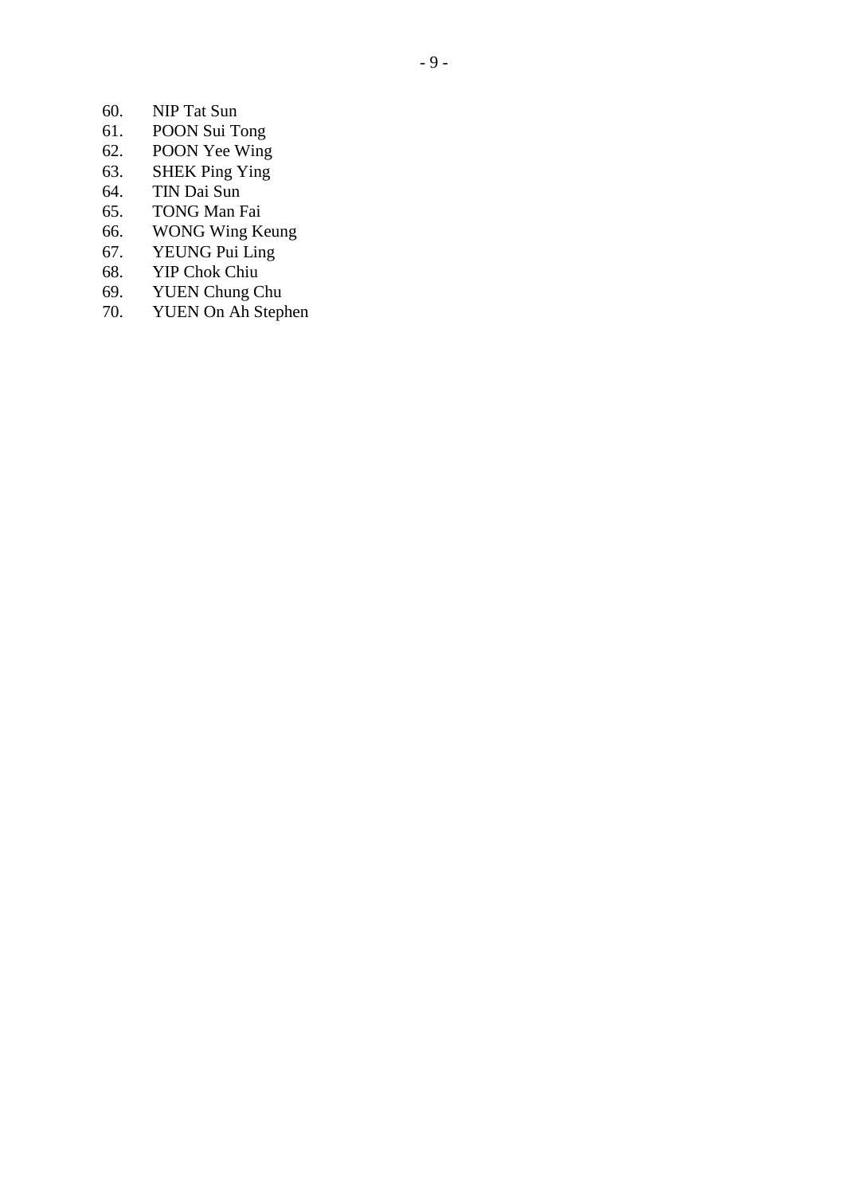60. NIP Tat Sun
61. POON Sui Tong
62. POON Yee Wing
63. SHEK Ping Ying
64. TIN Dai Sun
65. TONG Man Fai
66. WONG Wing Keung
67. YEUNG Pui Ling
68. YIP Chok Chiu
69. YUEN Chung Chu
70. YUEN On Ah Stephen